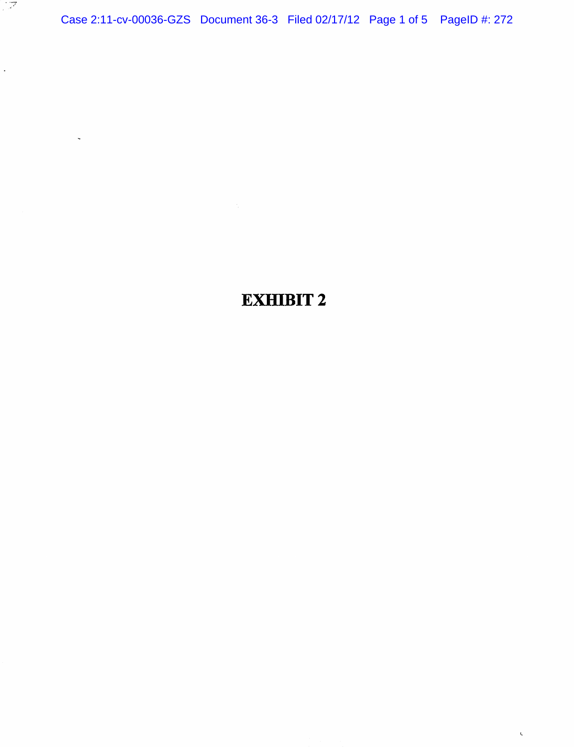# EXHIBIT 2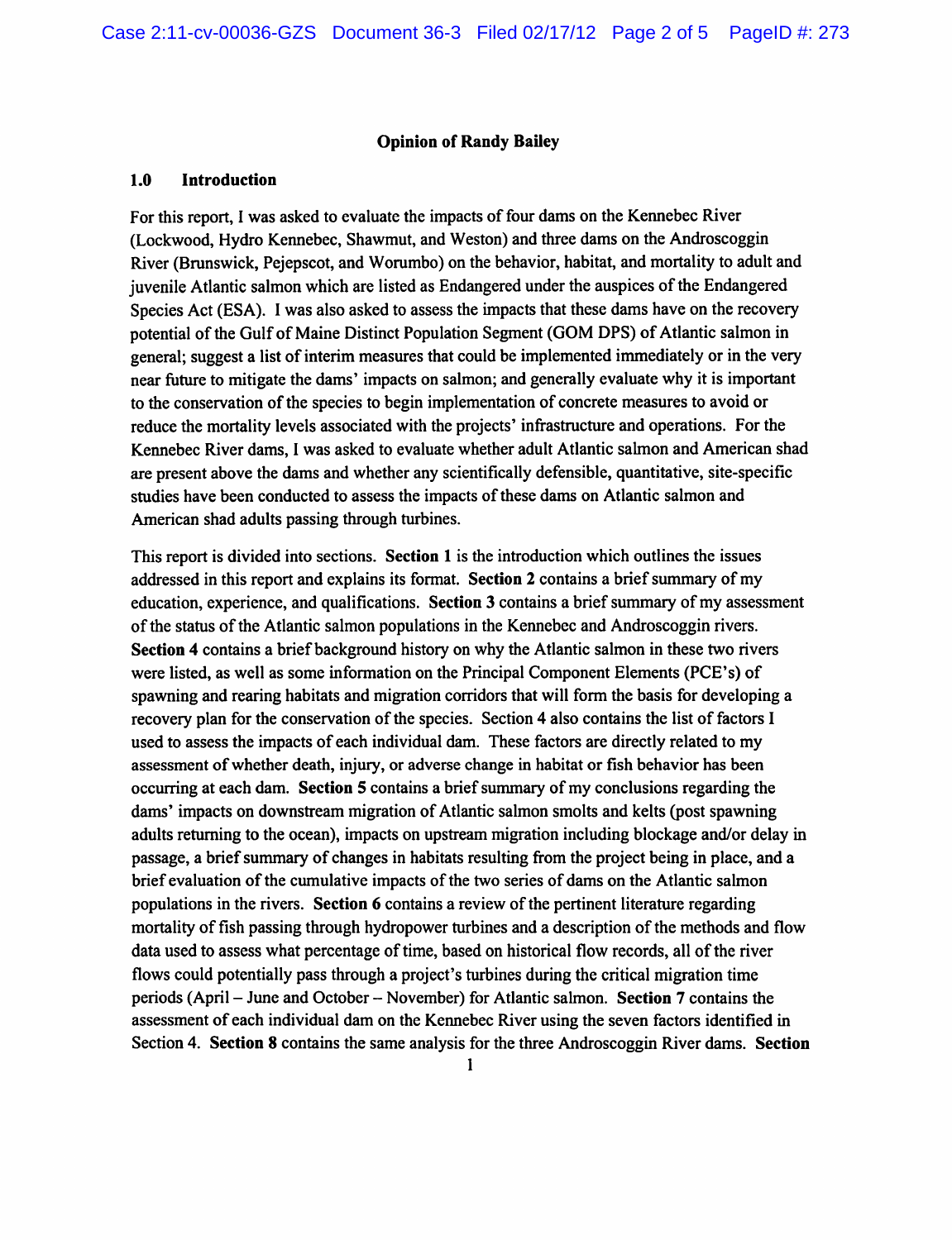**Opinion of Randy Bailey**

## 1.0 Introduction

For this report, I was asked to evaluate the impacts of four dams on the Kennebec River (Lockwood, Hydro Kennebec, Shawmut, and Weston) and three dams on the Androscoggin River (Brunswick, Pejepscot, and Worumbo) on the behavior, habitat, and mortality to adult and juvenile Atlantic salmon which are listed as Endangered under the auspices of the Endangered Species Act (ESA). I was also asked to assess the impacts that these dams have on the recovery potential of the Gulf of Maine Distinct Population Segment (GOM DPS) of Atlantic salmon in general; suggest a list of interim measures that could be implemented immediately or in the very near future to mitigate the dams' impacts on salmon; and generally evaluate why it is important to the conservation of the species to begin implementation of concrete measures to avoid or reduce the mortality levels associated with the projects' infrastructure and operations. For the Kennebec River dams, I was asked to evaluate whether adult Atlantic salmon and American shad are present above the dams and whether any scientifically defensible, quantitative, site-specific studies have been conducted to assess the impacts of these dams on Atlantic salmon and American shad adults passing through turbines.

This report is divided into sections. **Section 1** is the introduction which outlines the issues addressed in this report and explains its format. **Section 2** contains a brief summary of my education, experience, and qualifications. **Section 3** contains a brief summary of my assessment of the status of the Atlantic salmon populations in the Kennebec and Androscoggin rivers. **Section 4** contains a brief background history on why the Atlantic salmon in these two rivers were listed, as well as some information on the Principal Component Elements (PCE's) of spawning and rearing habitats and migration corridors that will form the basis for developing a recovery plan for the conservation of the species. Section 4 also contains the list of factors I used to assess the impacts of each individual dam. These factors are directly related to my assessment of whether death, injury, or adverse change in habitat or fish behavior has been occurring at each dam. **Section 5** contains a brief summary of my conclusions regarding the dams' impacts on downstream migration of Atlantic salmon smolts and kelts (post spawning adults returning to the ocean), impacts on upstream migration including blockage and/or delay in passage, a brief summary of changes in habitats resulting from the project being in place, and a brief evaluation of the cumulative impacts of the two series of dams on the Atlantic salmon populations in the rivers. **Section 6** contains a review of the pertinent literature regarding mortality of fish passing through hydropower turbines and a description of the methods and flow data used to assess what percentage of time, based on historical flow records, all of the river flows could potentially pass through a project's turbines during the critical migration time periods (April – June and October – November) for Atlantic salmon. **Section 7** contains the assessment of each individual dam on the Kennebec River using the seven factors identified in Section 4. **Section 8** contains the same analysis for the three Androscoggin River dams. **Section**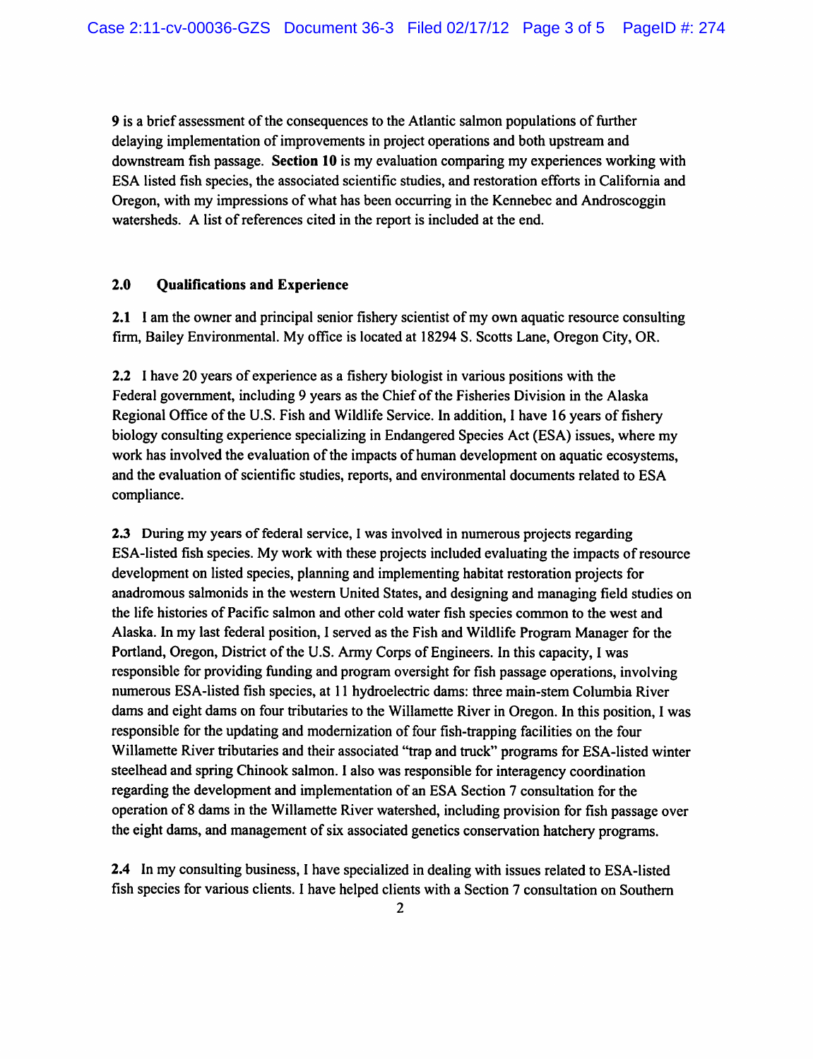9 is a brief assessment of the consequences to the Atlantic salmon populations of further delaying implementation of improvements in project operations and both upstream and downstream fish passage. **Section 10** is my evaluation comparing my experiences working with ESA listed fish species, the associated scientific studies, and restoration efforts in California and Oregon, with my impressions of what has been occurring in the Kennebec and Androscoggin watersheds. A list of references cited in the report is included at the end.

## 2.0 Qualifications and Experience

**2.1** I am the owner and principal senior fishery scientist of my own aquatic resource consulting firm, Bailey Environmental. My office is located at 18294 S. Scotts Lane, Oregon City, OR.

**2.2** I have 20 years of experience as a fishery biologist in various positions with the Federal government, including 9 years as the Chief of the Fisheries Division in the Alaska Regional Office of the U.S. Fish and Wildlife Service. In addition, I have 16 years of fishery biology consulting experience specializing in Endangered Species Act (ESA) issues, where my work has involved the evaluation of the impacts of human development on aquatic ecosystems, and the evaluation of scientific studies, reports, and environmental documents related to ESA compliance.

**2.3** During my years of federal service, I was involved in numerous projects regarding ESA-listed fish species. My work with these projects included evaluating the impacts of resource development on listed species, planning and implementing habitat restoration projects for anadromous salmonids in the western United States, and designing and managing field studies on the life histories of Pacific salmon and other cold water fish species common to the west and Alaska. In my last federal position, I served as the Fish and Wildlife Program Manager for the Portland, Oregon, District of the U.S. Army Corps of Engineers. In this capacity, I was responsible for providing funding and program oversight for fish passage operations, involving numerous ESA-listed fish species, at 11 hydroelectric dams: three main-stem Columbia River dams and eight dams on four tributaries to the Willamette River in Oregon. In this position, I was responsible for the updating and modernization of four fish-trapping facilities on the four Willamette River tributaries and their associated "trap and truck" programs for ESA-listed winter steelhead and spring Chinook salmon. I also was responsible for interagency coordination regarding the development and implementation of an ESA Section 7 consultation for the operation of 8 dams in the Willamette River watershed, including provision for fish passage over the eight dams, and management of six associated genetics conservation hatchery programs.

**2.4** In my consulting business, I have specialized in dealing with issues related to ESA-listed fish species for various clients. I have helped clients with a Section 7 consultation on Southern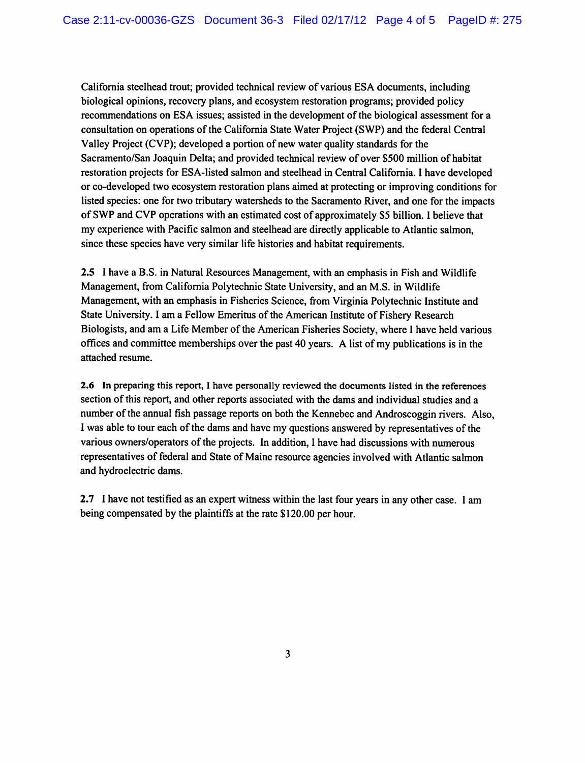California steelhead trout; provided technical review of various ESA documents, including biological opinions, recovery plans, and ecosystem restoration programs; provided policy recommendations on ESA issues; assisted in the development of the biological assessment for a consultation on operations of the California State Water Project (SWP) and the federal Central Valley Project (CVP); developed a portion of new water quality standards for the Sacramento/San Joaquin Delta; and provided technical review of over $500 million of habitat restoration projects for ESA-listed salmon and steelhead in Central California. I have developed or co-developed two ecosystem restoration plans aimed at protecting or improving conditions for listed species: one for two tributary watersheds to the Sacramento River, and one for the impacts of SWP and CVP operations with an estimated cost of approximately $5 billion. I believe that my experience with Pacific salmon and steelhead are directly applicable to Atlantic salmon, since these species have very similar life histories and habitat requirements.

**2.5** I have a B.S. in Natural Resources Management, with an emphasis in Fish and Wildlife Management, from California Polytechnic State University, and an M.S. in Wildlife Management, with an emphasis in Fisheries Science, from Virginia Polytechnic Institute and State University. I am a Fellow Emeritus of the American Institute of Fishery Research Biologists, and am a Life Member of the American Fisheries Society, where I have held various offices and committee memberships over the past 40 years. A list of my publications is in the attached resume.

**2.6** In preparing this report, I have personally reviewed the documents listed in the references section of this report, and other reports associated with the dams and individual studies and a number of the annual fish passage reports on both the Kennebec and Androscoggin rivers. Also, I was able to tour each of the dams and have my questions answered by representatives of the various owners/operators of the projects. In addition, I have had discussions with numerous representatives of federal and State of Maine resource agencies involved with Atlantic salmon and hydroelectric dams.

**2.7** I have not testified as an expert witness within the last four years in any other case. I am being compensated by the plaintiffs at the rate $120.00 per hour.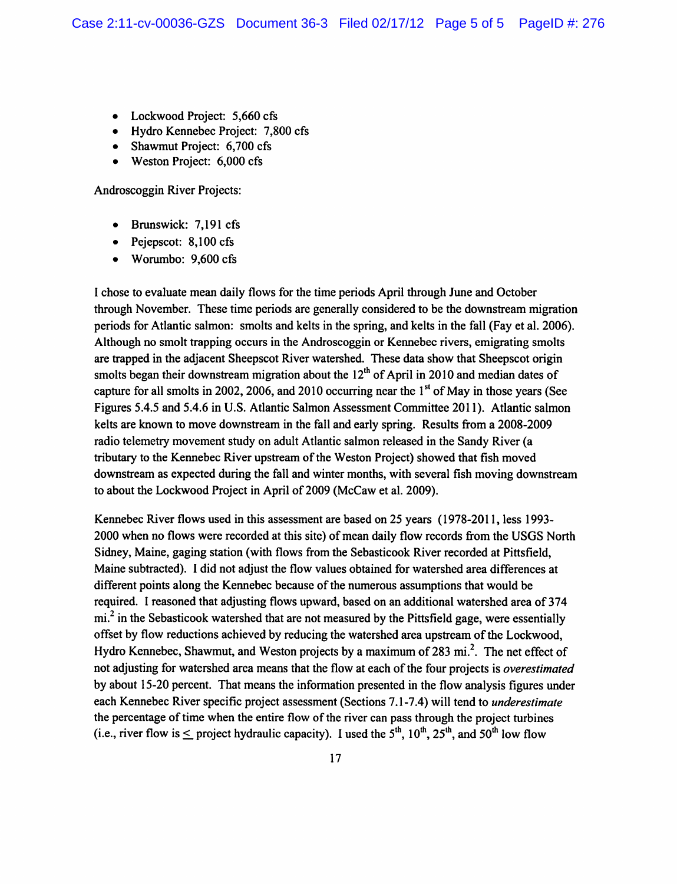- Lockwood Project: 5,660 cfs
- Hydro Kennebec Project: 7,800 cfs
- Shawmut Project: 6,700 cfs
- Weston Project: 6,000 cfs

Androscoggin River Projects:

- Brunswick: 7,191 cfs
- Pejepscot: 8,100 cfs
- Worumbo: 9,600 cfs

I chose to evaluate mean daily flows for the time periods April through June and October through November. These time periods are generally considered to be the downstream migration periods for Atlantic salmon: smolts and kelts in the spring, and kelts in the fall (Fay et al. 2006). Although no smolt trapping occurs in the Androscoggin or Kennebec rivers, emigrating smolts are trapped in the adjacent Sheepscot River watershed. These data show that Sheepscot origin smolts began their downstream migration about the 12th of April in 2010 and median dates of capture for all smolts in 2002, 2006, and 2010 occurring near the 1st of May in those years (See Figures 5.4.5 and 5.4.6 in U.S. Atlantic Salmon Assessment Committee 2011). Atlantic salmon kelts are known to move downstream in the fall and early spring. Results from a 2008-2009 radio telemetry movement study on adult Atlantic salmon released in the Sandy River (a tributary to the Kennebec River upstream of the Weston Project) showed that fish moved downstream as expected during the fall and winter months, with several fish moving downstream to about the Lockwood Project in April of 2009 (McCaw et al. 2009).

Kennebec River flows used in this assessment are based on 25 years (1978-2011, less 1993-2000 when no flows were recorded at this site) of mean daily flow records from the USGS North Sidney, Maine, gaging station (with flows from the Sebasticook River recorded at Pittsfield, Maine subtracted). I did not adjust the flow values obtained for watershed area differences at different points along the Kennebec because of the numerous assumptions that would be required. I reasoned that adjusting flows upward, based on an additional watershed area of 374 $mi^2$ in the Sebasticook watershed that are not measured by the Pittsfield gage, were essentially offset by flow reductions achieved by reducing the watershed area upstream of the Lockwood, Hydro Kennebec, Shawmut, and Weston projects by a maximum of 283 $mi^2$. The net effect of not adjusting for watershed area means that the flow at each of the four projects is *overestimated* by about 15-20 percent. That means the information presented in the flow analysis figures under each Kennebec River specific project assessment (Sections 7.1-7.4) will tend to *underestimate* the percentage of time when the entire flow of the river can pass through the project turbines (i.e., river flow is $\leq$ project hydraulic capacity). I used the 5th, 10th, 25th, and 50th low flow